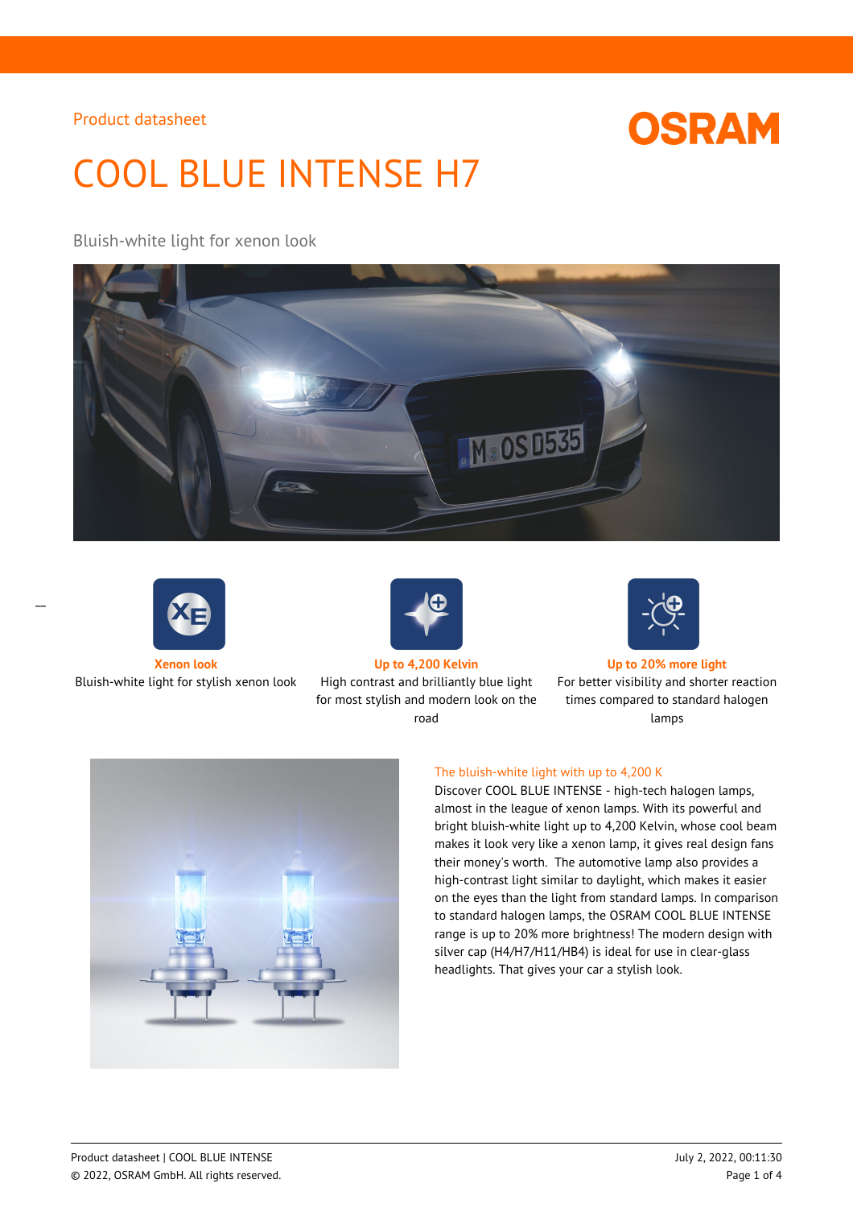Product datasheet

# COOL BLUE INTENSE H7

Bluish-white light for xenon look

**Xenon look**
Bluish-white light for stylish xenon look

**Up to 4,200 Kelvin**
High contrast and brilliantly blue light for most stylish and modern look on the road

**Up to 20% more light**
For better visibility and shorter reaction times compared to standard halogen lamps

## The bluish-white light with up to 4,200 K

Discover COOL BLUE INTENSE - high-tech halogen lamps, almost in the league of xenon lamps. With its powerful and bright bluish-white light up to 4,200 Kelvin, whose cool beam makes it look very like a xenon lamp, it gives real design fans their money's worth. The automotive lamp also provides a high-contrast light similar to daylight, which makes it easier on the eyes than the light from standard lamps. In comparison to standard halogen lamps, the OSRAM COOL BLUE INTENSE range is up to 20% more brightness! The modern design with silver cap (H4/H7/H11/HB4) is ideal for use in clear-glass headlights. That gives your car a stylish look.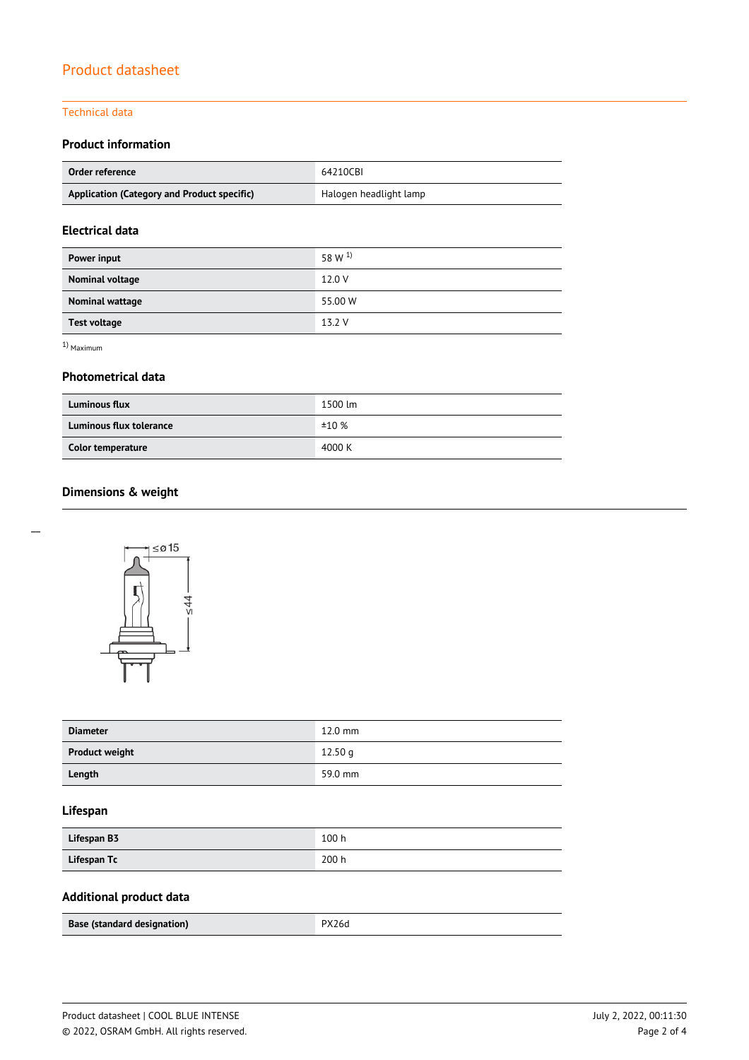# Product datasheet

## Technical data

### Product information

| | |
|---|---|
| **Order reference** | 64210CBI |
| **Application (Category and Product specific)** | Halogen headlight lamp |

### Electrical data

| | |
|---|---|
| **Power input** | 58 W [1] |
| **Nominal voltage** | 12.0 V |
| **Nominal wattage** | 55.00 W |
| **Test voltage** | 13.2 V |

[1] Maximum

### Photometrical data

| | |
|---|---|
| **Luminous flux** | 1500 lm |
| **Luminous flux tolerance** | ±10 % |
| **Color temperature** | 4000 K |

### Dimensions & weight

| | |
|---|---|
| **Diameter** | 12.0 mm |
| **Product weight** | 12.50 g |
| **Length** | 59.0 mm |

### Lifespan

| | |
|---|---|
| **Lifespan B3** | 100 h |
| **Lifespan Tc** | 200 h |

### Additional product data

| | |
|---|---|
| **Base (standard designation)** | PX26d |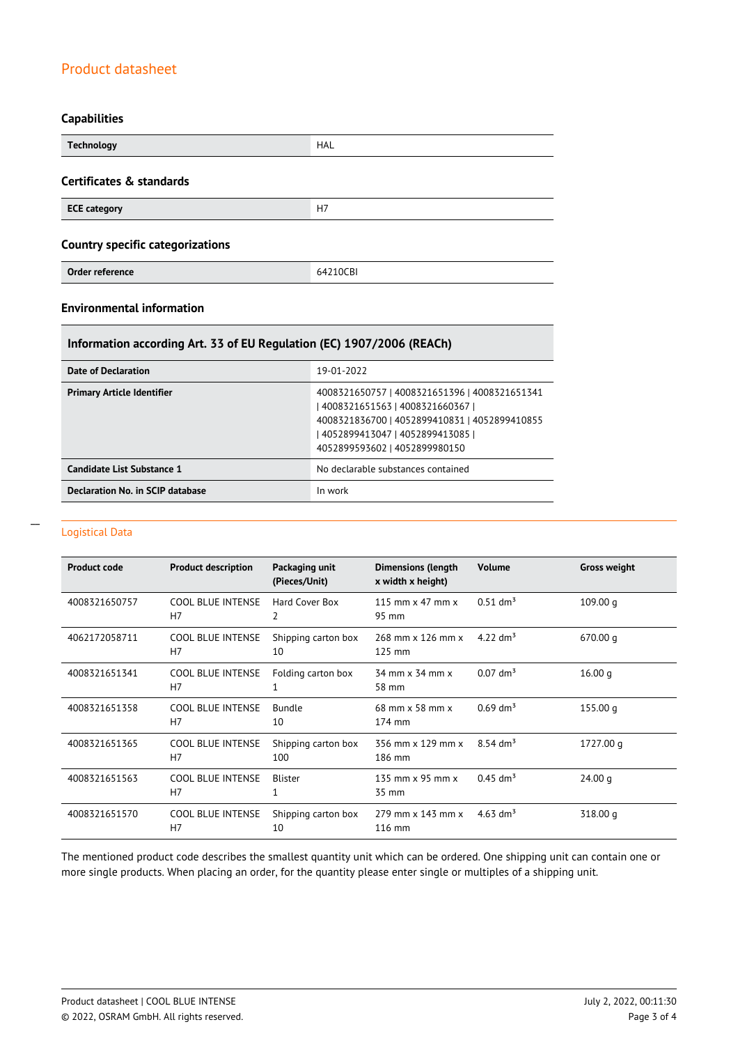# Product datasheet

## Capabilities

| Technology | HAL |
|---|---|

## Certificates & standards

| ECE category | H7 |
|---|---|

## Country specific categorizations

| Order reference | 64210CBI |
|---|---|

## Environmental information

| Information according Art. 33 of EU Regulation (EC) 1907/2006 (REACh) | |
|---|---|
| Date of Declaration | 19-01-2022 |
| Primary Article Identifier | 4008321650757 \| 4008321651396 \| 4008321651341 \| 4008321651563 \| 4008321660367 \| 4008321836700 \| 4052899410831 \| 4052899410855 \| 4052899413047 \| 4052899413085 \| 4052899593602 \| 4052899980150 |
| Candidate List Substance 1 | No declarable substances contained |
| Declaration No. in SCIP database | In work |

## Logistical Data

| Product code | Product description | Packaging unit (Pieces/Unit) | Dimensions (length x width x height) | Volume | Gross weight |
|---|---|---|---|---|---|
| 4008321650757 | COOL BLUE INTENSE H7 | Hard Cover Box 2 | 115 mm x 47 mm x 95 mm | 0.51 dm³ | 109.00 g |
| 4062172058711 | COOL BLUE INTENSE H7 | Shipping carton box 10 | 268 mm x 126 mm x 125 mm | 4.22 dm³ | 670.00 g |
| 4008321651341 | COOL BLUE INTENSE H7 | Folding carton box 1 | 34 mm x 34 mm x 58 mm | 0.07 dm³ | 16.00 g |
| 4008321651358 | COOL BLUE INTENSE H7 | Bundle 10 | 68 mm x 58 mm x 174 mm | 0.69 dm³ | 155.00 g |
| 4008321651365 | COOL BLUE INTENSE H7 | Shipping carton box 100 | 356 mm x 129 mm x 186 mm | 8.54 dm³ | 1727.00 g |
| 4008321651563 | COOL BLUE INTENSE H7 | Blister 1 | 135 mm x 95 mm x 35 mm | 0.45 dm³ | 24.00 g |
| 4008321651570 | COOL BLUE INTENSE H7 | Shipping carton box 10 | 279 mm x 143 mm x 116 mm | 4.63 dm³ | 318.00 g |

The mentioned product code describes the smallest quantity unit which can be ordered. One shipping unit can contain one or more single products. When placing an order, for the quantity please enter single or multiples of a shipping unit.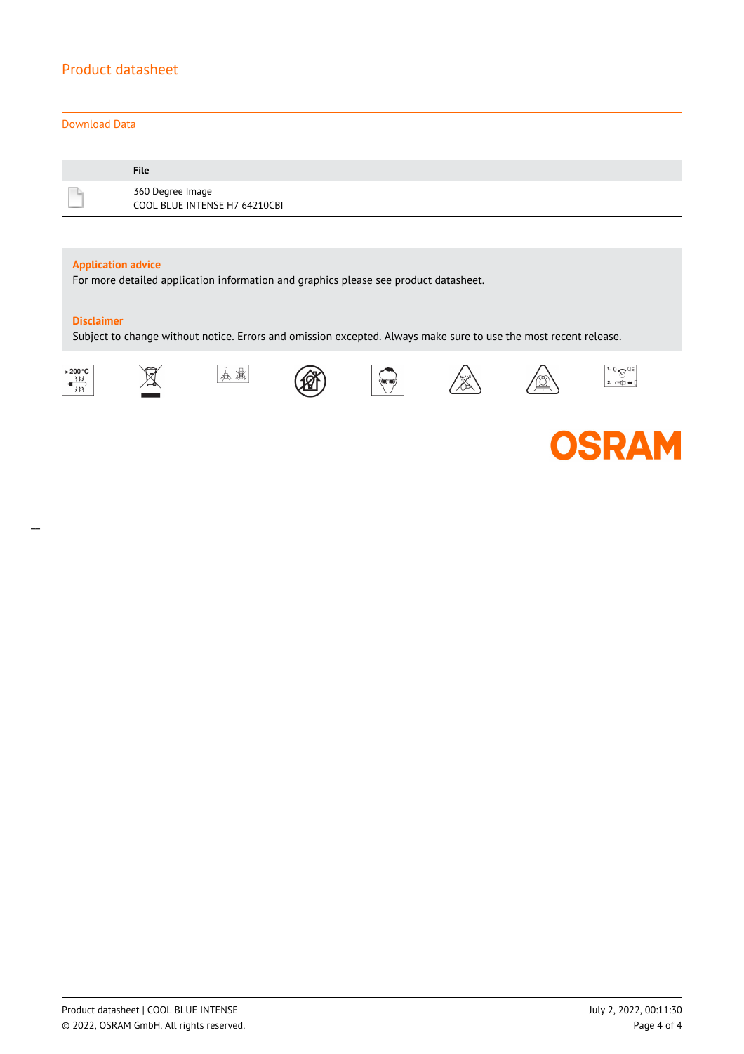## Download Data

| | File |
|---|---|
| | 360 Degree Image<br>COOL BLUE INTENSE H7 64210CBI |

**Application advice**

For more detailed application information and graphics please see product datasheet.

**Disclaimer**

Subject to change without notice. Errors and omission excepted. Always make sure to use the most recent release.

> 200°C